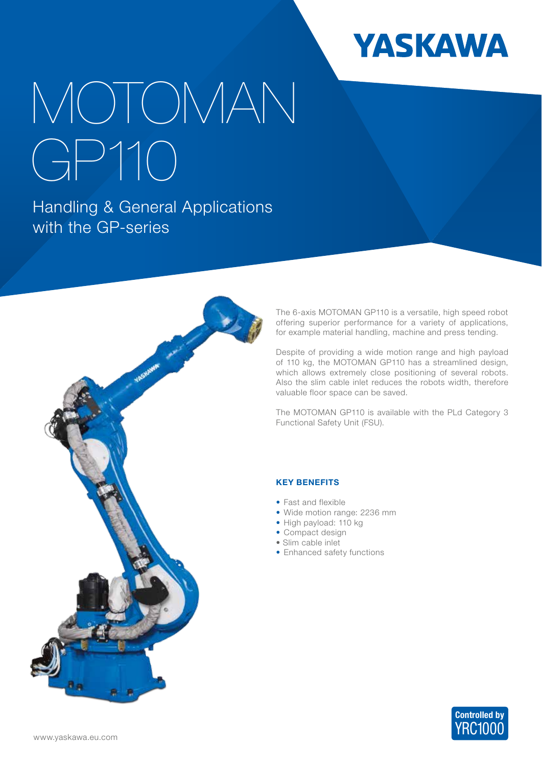YASKAWA

# MOTOMAN GP110

## Handling & General Applications with the GP-series

The 6-axis MOTOMAN GP110 is a versatile, high speed robot offering superior performance for a variety of applications, for example material handling, machine and press tending.

Despite of providing a wide motion range and high payload of 110 kg, the MOTOMAN GP110 has a streamlined design, which allows extremely close positioning of several robots. Also the slim cable inlet reduces the robots width, therefore valuable floor space can be saved.

The MOTOMAN GP110 is available with the PLd Category 3 Functional Safety Unit (FSU).

### KEY BENEFITS

- Fast and flexible
- Wide motion range: 2236 mm
- High payload: 110 kg
- Compact design
- Slim cable inlet
- Enhanced safety functions

Controlled by YRC1000

www.yaskawa.eu.com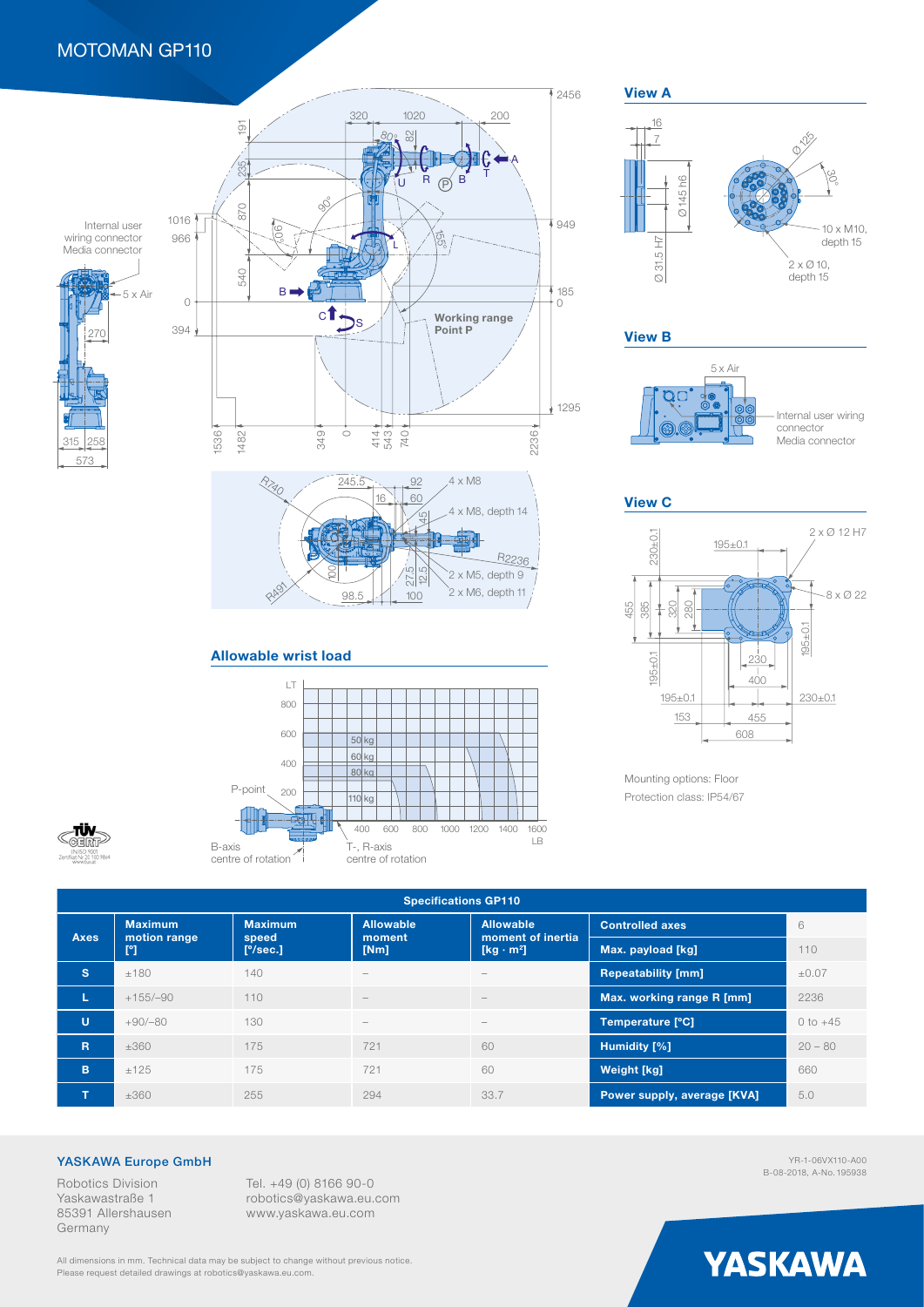# MOTOMAN GP110

Internal user wiring connector
Media connector

5 x Air

270

315 258
573

191 320 1020 200 2456
80° 82
235
870 90°
1016 966 949
90° 155°
540
U R P B T A
L
B
0 0 185 0
C S
394
Working range Point P
1295
1536 1482 349 0 414 543 740 2236

R740 245.5 16 92 60 4 x M8
4 x M8, depth 14
45
R2236
100 27.5 12.5 2 x M5, depth 9
R491 98.5 100 2 x M6, depth 11

## View A

16
7
Ø 145 h6
Ø 31.5 H7
Ø 125
30°
10 x M10, depth 15
2 x Ø 10, depth 15

## View B

5 x Air
Internal user wiring connector
Media connector

## View C

2 x Ø 12 H7
230±0.1 195±0.1
8 x Ø 22
455 385 320 280
195±0.1
230
400
195±0.1 230±0.1
153 455
608

Mounting options: Floor
Protection class: IP54/67

## Allowable wrist load

LT
800
600
400
200
50 kg
60 kg
80 kg
110 kg
P-point
400 600 800 1000 1200 1400 1600
LB
B-axis centre of rotation
T-, R-axis centre of rotation

| Specifications GP110 | | | | | | |
|---|---|---|---|---|---|---|
| Axes | Maximum motion range [°] | Maximum speed [°/sec.] | Allowable moment [Nm] | Allowable moment of inertia [kg · m²] | Controlled axes | 6 |
| | | | | | Max. payload [kg] | 110 |
| S | ±180 | 140 | – | – | Repeatability [mm] | ±0.07 |
| L | +155/–90 | 110 | – | – | Max. working range R [mm] | 2236 |
| U | +90/–80 | 130 | – | – | Temperature [°C] | 0 to +45 |
| R | ±360 | 175 | 721 | 60 | Humidity [%] | 20 – 80 |
| B | ±125 | 175 | 721 | 60 | Weight [kg] | 660 |
| T | ±360 | 255 | 294 | 33.7 | Power supply, average [KVA] | 5.0 |

**YASKAWA Europe GmbH**

Robotics Division
Yaskawastraße 1
85391 Allershausen
Germany

Tel. +49 (0) 8166 90-0
robotics@yaskawa.eu.com
www.yaskawa.eu.com

YR-1-06VX110-A00
B-08-2018, A-No. 195938

All dimensions in mm. Technical data may be subject to change without previous notice.
Please request detailed drawings at robotics@yaskawa.eu.com.

YASKAWA